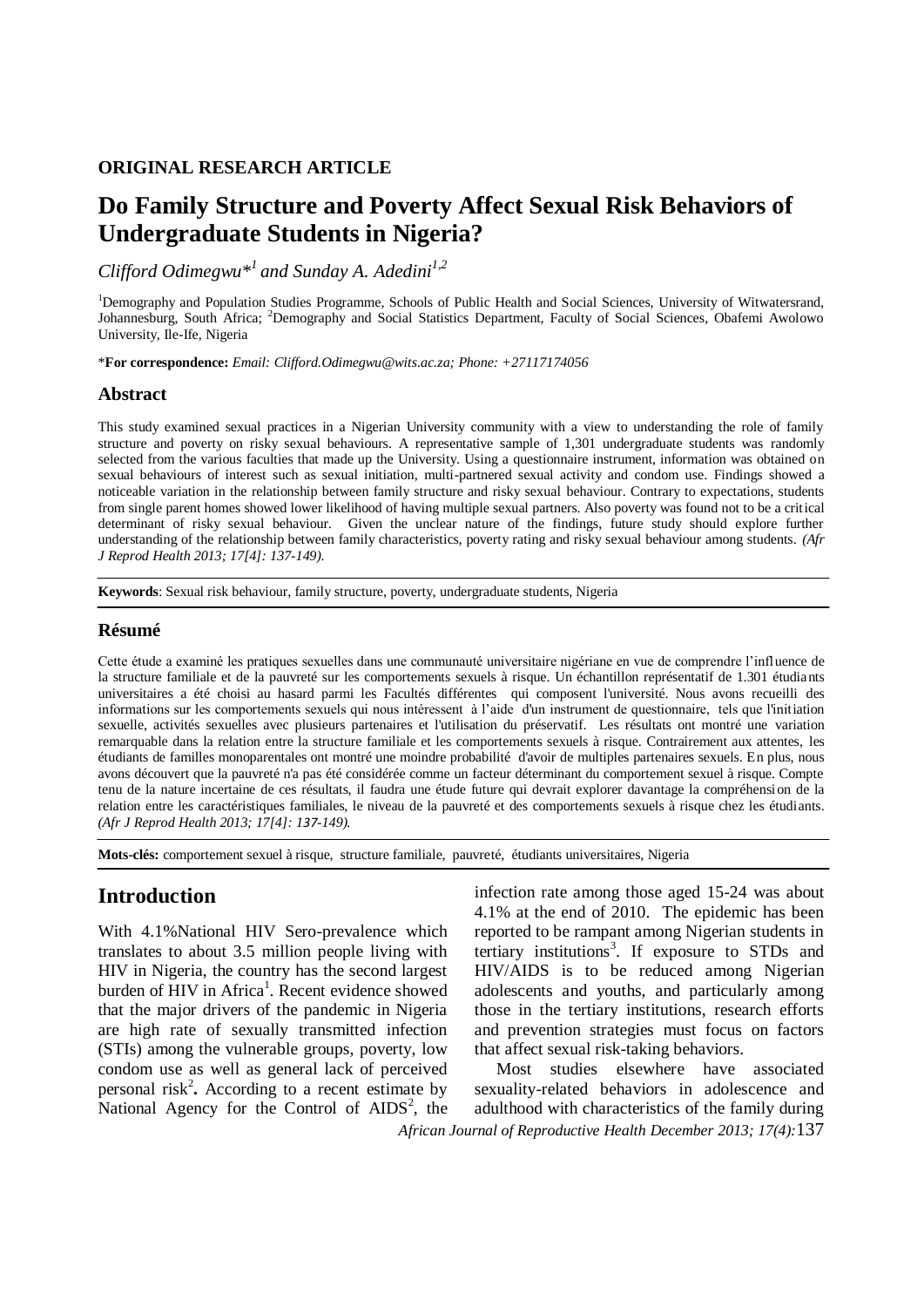**ORIGINAL RESEARCH ARTICLE**

# Do Family Structure and Poverty Affect Sexual Risk Behaviors of Undergraduate Students in Nigeria?

*Clifford Odimegwu*[1] and Sunday A. Adedini[1,2]*

[1]Demography and Population Studies Programme, Schools of Public Health and Social Sciences, University of Witwatersrand, Johannesburg, South Africa; [2]Demography and Social Statistics Department, Faculty of Social Sciences, Obafemi Awolowo University, Ile-Ife, Nigeria

***For correspondence:** *Email: Clifford.Odimegwu@wits.ac.za; Phone: +27117174056*

## Abstract

This study examined sexual practices in a Nigerian University community with a view to understanding the role of family structure and poverty on risky sexual behaviours. A representative sample of 1,301 undergraduate students was randomly selected from the various faculties that made up the University. Using a questionnaire instrument, information was obtained on sexual behaviours of interest such as sexual initiation, multi-partnered sexual activity and condom use. Findings showed a noticeable variation in the relationship between family structure and risky sexual behaviour. Contrary to expectations, students from single parent homes showed lower likelihood of having multiple sexual partners. Also poverty was found not to be a critical determinant of risky sexual behaviour. Given the unclear nature of the findings, future study should explore further understanding of the relationship between family characteristics, poverty rating and risky sexual behaviour among students. *(Afr J Reprod Health 2013; 17[4]: 137-149).*

**Keywords**: Sexual risk behaviour, family structure, poverty, undergraduate students, Nigeria

## Résumé

Cette étude a examiné les pratiques sexuelles dans une communauté universitaire nigériane en vue de comprendre l'influence de la structure familiale et de la pauvreté sur les comportements sexuels à risque. Un échantillon représentatif de 1.301 étudiants universitaires a été choisi au hasard parmi les Facultés différentes qui composent l'université. Nous avons recueilli des informations sur les comportements sexuels qui nous intéressent à l'aide d'un instrument de questionnaire, tels que l'initiation sexuelle, activités sexuelles avec plusieurs partenaires et l'utilisation du préservatif. Les résultats ont montré une variation remarquable dans la relation entre la structure familiale et les comportements sexuels à risque. Contrairement aux attentes, les étudiants de familles monoparentales ont montré une moindre probabilité d'avoir de multiples partenaires sexuels. En plus, nous avons découvert que la pauvreté n'a pas été considérée comme un facteur déterminant du comportement sexuel à risque. Compte tenu de la nature incertaine de ces résultats, il faudra une étude future qui devrait explorer davantage la compréhension de la relation entre les caractéristiques familiales, le niveau de la pauvreté et des comportements sexuels à risque chez les étudiants. *(Afr J Reprod Health 2013; 17[4]: 137-149).*

**Mots-clés:** comportement sexuel à risque, structure familiale, pauvreté, étudiants universitaires, Nigeria

## Introduction

With 4.1%National HIV Sero-prevalence which translates to about 3.5 million people living with HIV in Nigeria, the country has the second largest burden of HIV in Africa[1]. Recent evidence showed that the major drivers of the pandemic in Nigeria are high rate of sexually transmitted infection (STIs) among the vulnerable groups, poverty, low condom use as well as general lack of perceived personal risk[2]**.** According to a recent estimate by National Agency for the Control of AIDS[2], the infection rate among those aged 15-24 was about 4.1% at the end of 2010. The epidemic has been reported to be rampant among Nigerian students in tertiary institutions[3]. If exposure to STDs and HIV/AIDS is to be reduced among Nigerian adolescents and youths, and particularly among those in the tertiary institutions, research efforts and prevention strategies must focus on factors that affect sexual risk-taking behaviors.

Most studies elsewhere have associated sexuality-related behaviors in adolescence and adulthood with characteristics of the family during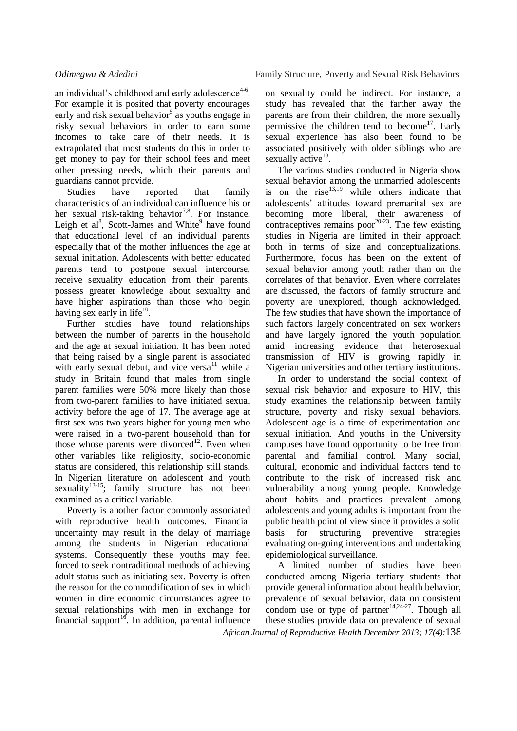an individual's childhood and early adolescence[4-6]. For example it is posited that poverty encourages early and risk sexual behavior[5] as youths engage in risky sexual behaviors in order to earn some incomes to take care of their needs. It is extrapolated that most students do this in order to get money to pay for their school fees and meet other pressing needs, which their parents and guardians cannot provide.

Studies have reported that family characteristics of an individual can influence his or her sexual risk-taking behavior[7,8]. For instance, Leigh et al[8], Scott-James and White[9] have found that educational level of an individual parents especially that of the mother influences the age at sexual initiation. Adolescents with better educated parents tend to postpone sexual intercourse, receive sexuality education from their parents, possess greater knowledge about sexuality and have higher aspirations than those who begin having sex early in life[10].

Further studies have found relationships between the number of parents in the household and the age at sexual initiation. It has been noted that being raised by a single parent is associated with early sexual début, and vice versa[11] while a study in Britain found that males from single parent families were 50% more likely than those from two-parent families to have initiated sexual activity before the age of 17. The average age at first sex was two years higher for young men who were raised in a two-parent household than for those whose parents were divorced[12]. Even when other variables like religiosity, socio-economic status are considered, this relationship still stands. In Nigerian literature on adolescent and youth sexuality[13-15]; family structure has not been examined as a critical variable.

Poverty is another factor commonly associated with reproductive health outcomes. Financial uncertainty may result in the delay of marriage among the students in Nigerian educational systems. Consequently these youths may feel forced to seek nontraditional methods of achieving adult status such as initiating sex. Poverty is often the reason for the commodification of sex in which women in dire economic circumstances agree to sexual relationships with men in exchange for financial support[16]. In addition, parental influence on sexuality could be indirect. For instance, a study has revealed that the farther away the parents are from their children, the more sexually permissive the children tend to become[17]. Early sexual experience has also been found to be associated positively with older siblings who are sexually active[18].

The various studies conducted in Nigeria show sexual behavior among the unmarried adolescents is on the rise[13,19] while others indicate that adolescents' attitudes toward premarital sex are becoming more liberal, their awareness of contraceptives remains poor[20-23]. The few existing studies in Nigeria are limited in their approach both in terms of size and conceptualizations. Furthermore, focus has been on the extent of sexual behavior among youth rather than on the correlates of that behavior. Even where correlates are discussed, the factors of family structure and poverty are unexplored, though acknowledged. The few studies that have shown the importance of such factors largely concentrated on sex workers and have largely ignored the youth population amid increasing evidence that heterosexual transmission of HIV is growing rapidly in Nigerian universities and other tertiary institutions.

In order to understand the social context of sexual risk behavior and exposure to HIV, this study examines the relationship between family structure, poverty and risky sexual behaviors. Adolescent age is a time of experimentation and sexual initiation. And youths in the University campuses have found opportunity to be free from parental and familial control. Many social, cultural, economic and individual factors tend to contribute to the risk of increased risk and vulnerability among young people. Knowledge about habits and practices prevalent among adolescents and young adults is important from the public health point of view since it provides a solid basis for structuring preventive strategies evaluating on-going interventions and undertaking epidemiological surveillance.

A limited number of studies have been conducted among Nigeria tertiary students that provide general information about health behavior, prevalence of sexual behavior, data on consistent condom use or type of partner[14,24-27]. Though all these studies provide data on prevalence of sexual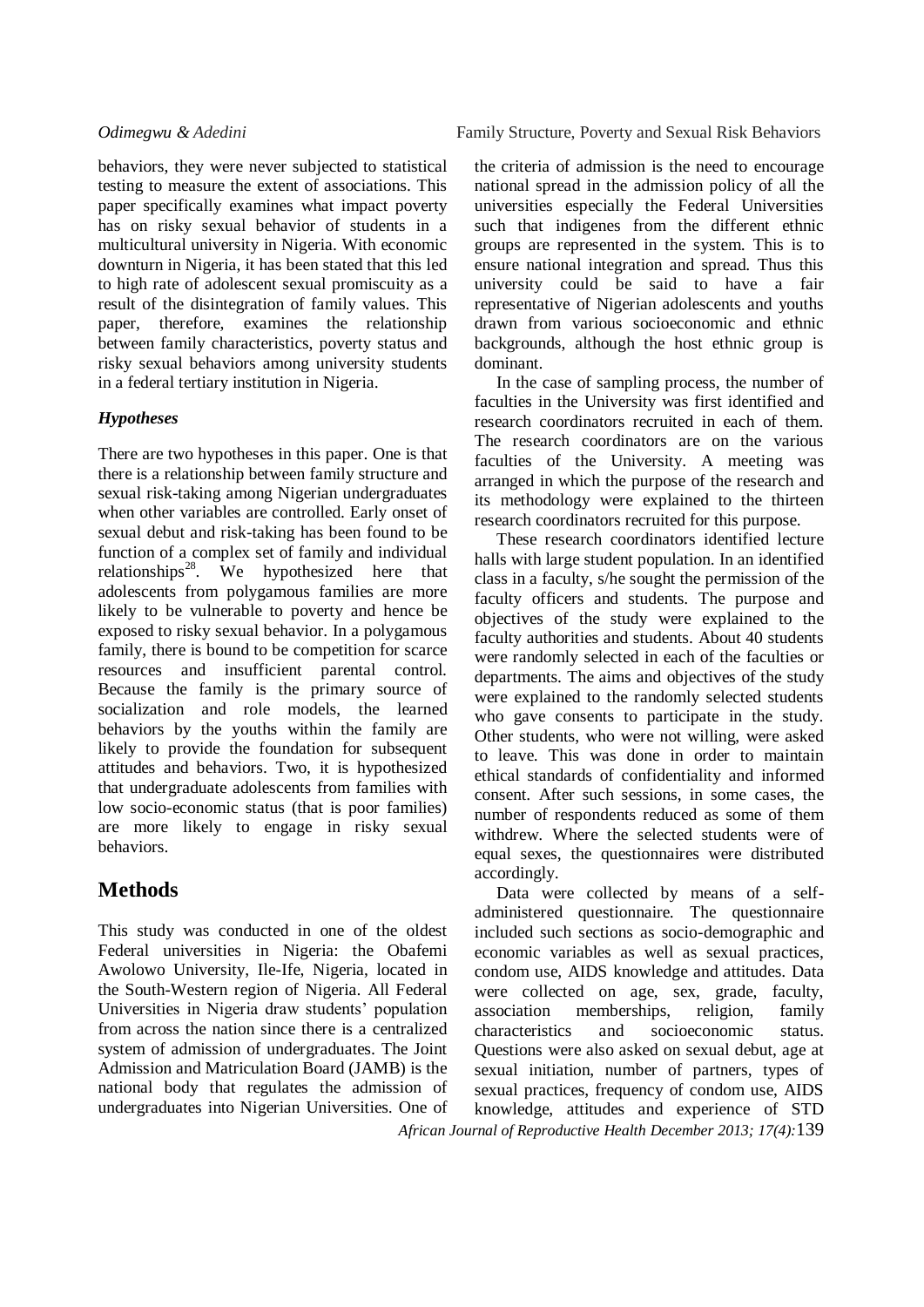behaviors, they were never subjected to statistical testing to measure the extent of associations. This paper specifically examines what impact poverty has on risky sexual behavior of students in a multicultural university in Nigeria. With economic downturn in Nigeria, it has been stated that this led to high rate of adolescent sexual promiscuity as a result of the disintegration of family values. This paper, therefore, examines the relationship between family characteristics, poverty status and risky sexual behaviors among university students in a federal tertiary institution in Nigeria.

### *Hypotheses*

There are two hypotheses in this paper. One is that there is a relationship between family structure and sexual risk-taking among Nigerian undergraduates when other variables are controlled. Early onset of sexual debut and risk-taking has been found to be function of a complex set of family and individual relationships[28]. We hypothesized here that adolescents from polygamous families are more likely to be vulnerable to poverty and hence be exposed to risky sexual behavior. In a polygamous family, there is bound to be competition for scarce resources and insufficient parental control. Because the family is the primary source of socialization and role models, the learned behaviors by the youths within the family are likely to provide the foundation for subsequent attitudes and behaviors. Two, it is hypothesized that undergraduate adolescents from families with low socio-economic status (that is poor families) are more likely to engage in risky sexual behaviors.

## Methods

This study was conducted in one of the oldest Federal universities in Nigeria: the Obafemi Awolowo University, Ile-Ife, Nigeria, located in the South-Western region of Nigeria. All Federal Universities in Nigeria draw students' population from across the nation since there is a centralized system of admission of undergraduates. The Joint Admission and Matriculation Board (JAMB) is the national body that regulates the admission of undergraduates into Nigerian Universities. One of the criteria of admission is the need to encourage national spread in the admission policy of all the universities especially the Federal Universities such that indigenes from the different ethnic groups are represented in the system. This is to ensure national integration and spread. Thus this university could be said to have a fair representative of Nigerian adolescents and youths drawn from various socioeconomic and ethnic backgrounds, although the host ethnic group is dominant.

In the case of sampling process, the number of faculties in the University was first identified and research coordinators recruited in each of them. The research coordinators are on the various faculties of the University. A meeting was arranged in which the purpose of the research and its methodology were explained to the thirteen research coordinators recruited for this purpose.

These research coordinators identified lecture halls with large student population. In an identified class in a faculty, s/he sought the permission of the faculty officers and students. The purpose and objectives of the study were explained to the faculty authorities and students. About 40 students were randomly selected in each of the faculties or departments. The aims and objectives of the study were explained to the randomly selected students who gave consents to participate in the study. Other students, who were not willing, were asked to leave. This was done in order to maintain ethical standards of confidentiality and informed consent. After such sessions, in some cases, the number of respondents reduced as some of them withdrew. Where the selected students were of equal sexes, the questionnaires were distributed accordingly.

Data were collected by means of a self-administered questionnaire. The questionnaire included such sections as socio-demographic and economic variables as well as sexual practices, condom use, AIDS knowledge and attitudes. Data were collected on age, sex, grade, faculty, association memberships, religion, family characteristics and socioeconomic status. Questions were also asked on sexual debut, age at sexual initiation, number of partners, types of sexual practices, frequency of condom use, AIDS knowledge, attitudes and experience of STD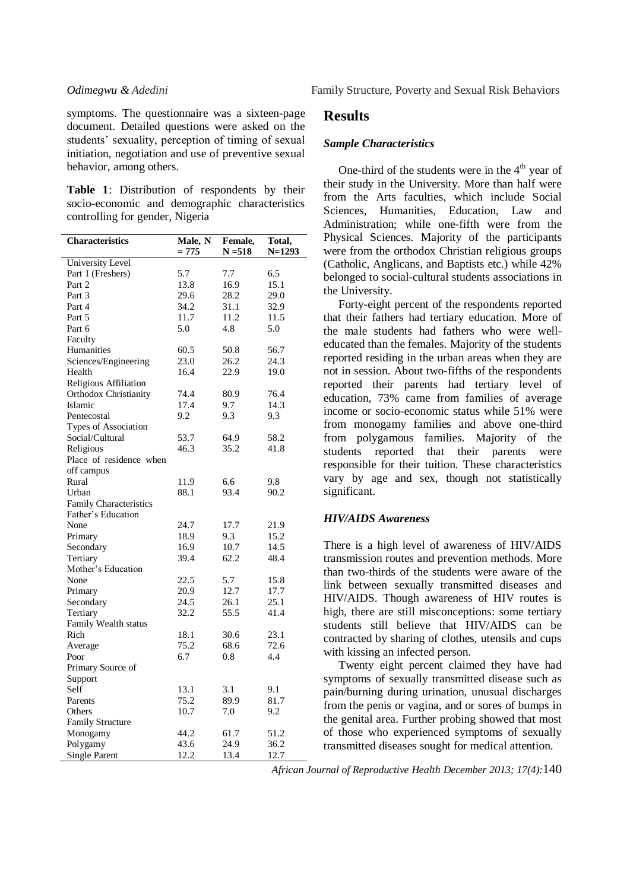symptoms. The questionnaire was a sixteen-page document. Detailed questions were asked on the students' sexuality, perception of timing of sexual initiation, negotiation and use of preventive sexual behavior, among others.

**Table 1**: Distribution of respondents by their socio-economic and demographic characteristics controlling for gender, Nigeria

| Characteristics | Male, N = 775 | Female, N =518 | Total, N=1293 |
|---|---|---|---|
| University Level | | | |
| Part 1 (Freshers) | 5.7 | 7.7 | 6.5 |
| Part 2 | 13.8 | 16.9 | 15.1 |
| Part 3 | 29.6 | 28.2 | 29.0 |
| Part 4 | 34.2 | 31.1 | 32.9 |
| Part 5 | 11.7 | 11.2 | 11.5 |
| Part 6 | 5.0 | 4.8 | 5.0 |
| Faculty | | | |
| Humanities | 60.5 | 50.8 | 56.7 |
| Sciences/Engineering | 23.0 | 26.2 | 24.3 |
| Health | 16.4 | 22.9 | 19.0 |
| Religious Affiliation | | | |
| Orthodox Christianity | 74.4 | 80.9 | 76.4 |
| Islamic | 17.4 | 9.7 | 14.3 |
| Pentecostal | 9.2 | 9.3 | 9.3 |
| Types of Association | | | |
| Social/Cultural | 53.7 | 64.9 | 58.2 |
| Religious | 46.3 | 35.2 | 41.8 |
| Place of residence when off campus | | | |
| Rural | 11.9 | 6.6 | 9.8 |
| Urban | 88.1 | 93.4 | 90.2 |
| Family Characteristics | | | |
| Father's Education | | | |
| None | 24.7 | 17.7 | 21.9 |
| Primary | 18.9 | 9.3 | 15.2 |
| Secondary | 16.9 | 10.7 | 14.5 |
| Tertiary | 39.4 | 62.2 | 48.4 |
| Mother's Education | | | |
| None | 22.5 | 5.7 | 15.8 |
| Primary | 20.9 | 12.7 | 17.7 |
| Secondary | 24.5 | 26.1 | 25.1 |
| Tertiary | 32.2 | 55.5 | 41.4 |
| Family Wealth status | | | |
| Rich | 18.1 | 30.6 | 23.1 |
| Average | 75.2 | 68.6 | 72.6 |
| Poor | 6.7 | 0.8 | 4.4 |
| Primary Source of Support | | | |
| Self | 13.1 | 3.1 | 9.1 |
| Parents | 75.2 | 89.9 | 81.7 |
| Others | 10.7 | 7.0 | 9.2 |
| Family Structure | | | |
| Monogamy | 44.2 | 61.7 | 51.2 |
| Polygamy | 43.6 | 24.9 | 36.2 |
| Single Parent | 12.2 | 13.4 | 12.7 |

## Results

### *Sample Characteristics*

One-third of the students were in the 4th year of their study in the University. More than half were from the Arts faculties, which include Social Sciences, Humanities, Education, Law and Administration; while one-fifth were from the Physical Sciences. Majority of the participants were from the orthodox Christian religious groups (Catholic, Anglicans, and Baptists etc.) while 42% belonged to social-cultural students associations in the University.

Forty-eight percent of the respondents reported that their fathers had tertiary education. More of the male students had fathers who were well-educated than the females. Majority of the students reported residing in the urban areas when they are not in session. About two-fifths of the respondents reported their parents had tertiary level of education, 73% came from families of average income or socio-economic status while 51% were from monogamy families and above one-third from polygamous families. Majority of the students reported that their parents were responsible for their tuition. These characteristics vary by age and sex, though not statistically significant.

### *HIV/AIDS Awareness*

There is a high level of awareness of HIV/AIDS transmission routes and prevention methods. More than two-thirds of the students were aware of the link between sexually transmitted diseases and HIV/AIDS. Though awareness of HIV routes is high, there are still misconceptions: some tertiary students still believe that HIV/AIDS can be contracted by sharing of clothes, utensils and cups with kissing an infected person.

Twenty eight percent claimed they have had symptoms of sexually transmitted disease such as pain/burning during urination, unusual discharges from the penis or vagina, and or sores of bumps in the genital area. Further probing showed that most of those who experienced symptoms of sexually transmitted diseases sought for medical attention.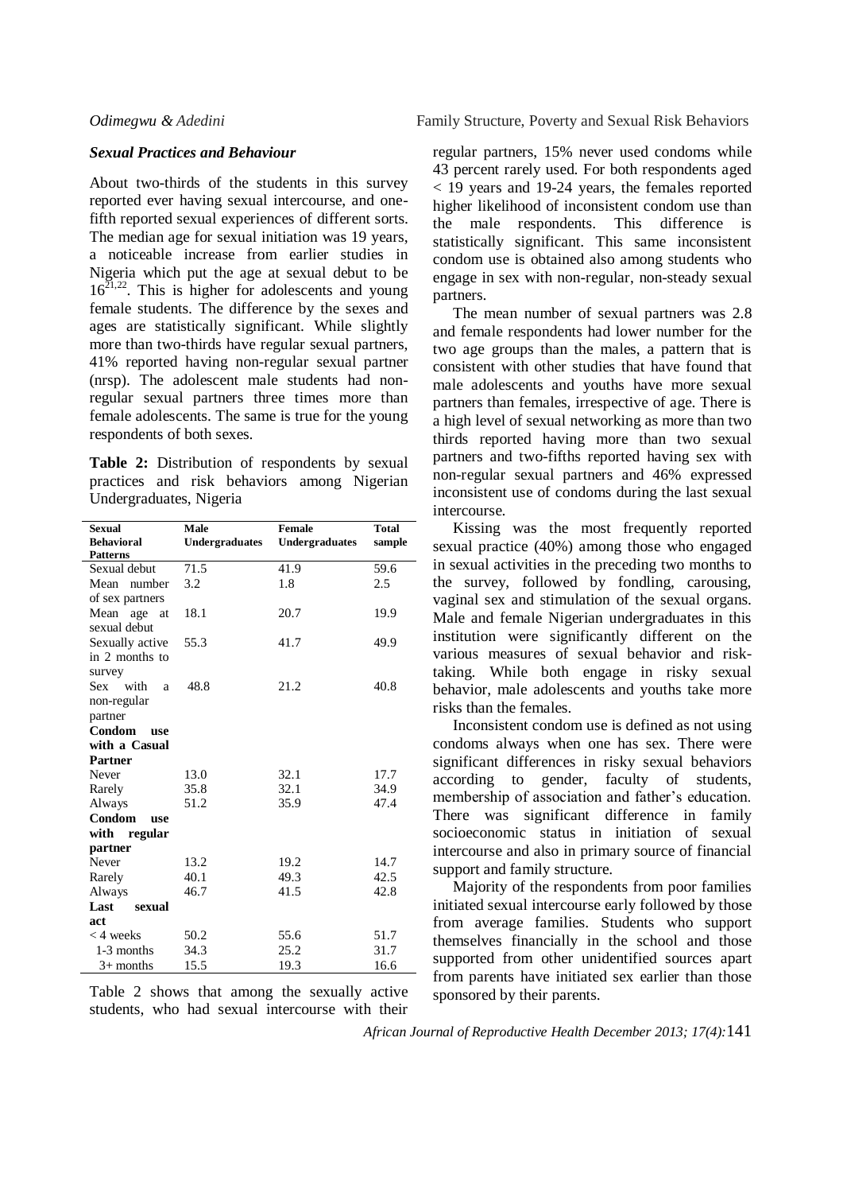### *Sexual Practices and Behaviour*

About two-thirds of the students in this survey reported ever having sexual intercourse, and one-fifth reported sexual experiences of different sorts. The median age for sexual initiation was 19 years, a noticeable increase from earlier studies in Nigeria which put the age at sexual debut to be 16[21,22]. This is higher for adolescents and young female students. The difference by the sexes and ages are statistically significant. While slightly more than two-thirds have regular sexual partners, 41% reported having non-regular sexual partner (nrsp). The adolescent male students had non-regular sexual partners three times more than female adolescents. The same is true for the young respondents of both sexes.

**Table 2:** Distribution of respondents by sexual practices and risk behaviors among Nigerian Undergraduates, Nigeria

| Sexual Behavioral Patterns | Male Undergraduates | Female Undergraduates | Total sample |
|---|---|---|---|
| Sexual debut | 71.5 | 41.9 | 59.6 |
| Mean number of sex partners | 3.2 | 1.8 | 2.5 |
| Mean age at sexual debut | 18.1 | 20.7 | 19.9 |
| Sexually active in 2 months to survey | 55.3 | 41.7 | 49.9 |
| Sex with a non-regular partner | 48.8 | 21.2 | 40.8 |
| **Condom use with a Casual Partner** | | | |
| Never | 13.0 | 32.1 | 17.7 |
| Rarely | 35.8 | 32.1 | 34.9 |
| Always | 51.2 | 35.9 | 47.4 |
| **Condom use with regular partner** | | | |
| Never | 13.2 | 19.2 | 14.7 |
| Rarely | 40.1 | 49.3 | 42.5 |
| Always | 46.7 | 41.5 | 42.8 |
| **Last sexual act** | | | |
| < 4 weeks | 50.2 | 55.6 | 51.7 |
| 1-3 months | 34.3 | 25.2 | 31.7 |
| 3+ months | 15.5 | 19.3 | 16.6 |

Table 2 shows that among the sexually active students, who had sexual intercourse with their regular partners, 15% never used condoms while 43 percent rarely used. For both respondents aged < 19 years and 19-24 years, the females reported higher likelihood of inconsistent condom use than the male respondents. This difference is statistically significant. This same inconsistent condom use is obtained also among students who engage in sex with non-regular, non-steady sexual partners.

The mean number of sexual partners was 2.8 and female respondents had lower number for the two age groups than the males, a pattern that is consistent with other studies that have found that male adolescents and youths have more sexual partners than females, irrespective of age. There is a high level of sexual networking as more than two thirds reported having more than two sexual partners and two-fifths reported having sex with non-regular sexual partners and 46% expressed inconsistent use of condoms during the last sexual intercourse.

Kissing was the most frequently reported sexual practice (40%) among those who engaged in sexual activities in the preceding two months to the survey, followed by fondling, carousing, vaginal sex and stimulation of the sexual organs. Male and female Nigerian undergraduates in this institution were significantly different on the various measures of sexual behavior and risk-taking. While both engage in risky sexual behavior, male adolescents and youths take more risks than the females.

Inconsistent condom use is defined as not using condoms always when one has sex. There were significant differences in risky sexual behaviors according to gender, faculty of students, membership of association and father's education. There was significant difference in family socioeconomic status in initiation of sexual intercourse and also in primary source of financial support and family structure.

Majority of the respondents from poor families initiated sexual intercourse early followed by those from average families. Students who support themselves financially in the school and those supported from other unidentified sources apart from parents have initiated sex earlier than those sponsored by their parents.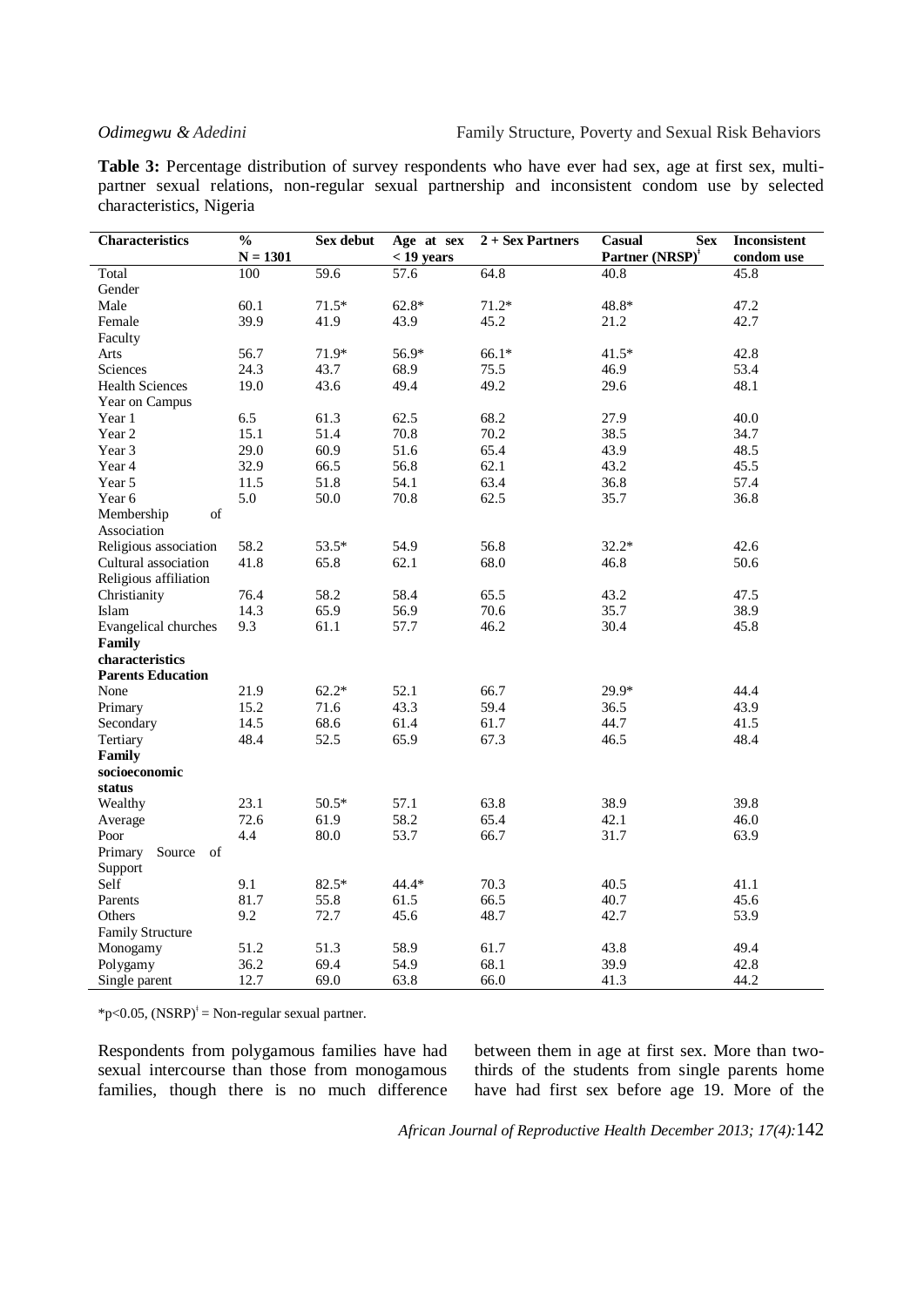**Table 3:** Percentage distribution of survey respondents who have ever had sex, age at first sex, multi-partner sexual relations, non-regular sexual partnership and inconsistent condom use by selected characteristics, Nigeria

| Characteristics | % N = 1301 | Sex debut | Age at sex < 19 years | 2 + Sex Partners | Casual Sex Partner (NRSP)[ǂ] | Inconsistent condom use |
|---|---|---|---|---|---|---|
| Total | 100 | 59.6 | 57.6 | 64.8 | 40.8 | 45.8 |
| Gender | | | | | | |
| Male | 60.1 | 71.5* | 62.8* | 71.2* | 48.8* | 47.2 |
| Female | 39.9 | 41.9 | 43.9 | 45.2 | 21.2 | 42.7 |
| Faculty | | | | | | |
| Arts | 56.7 | 71.9* | 56.9* | 66.1* | 41.5* | 42.8 |
| Sciences | 24.3 | 43.7 | 68.9 | 75.5 | 46.9 | 53.4 |
| Health Sciences | 19.0 | 43.6 | 49.4 | 49.2 | 29.6 | 48.1 |
| Year on Campus | | | | | | |
| Year 1 | 6.5 | 61.3 | 62.5 | 68.2 | 27.9 | 40.0 |
| Year 2 | 15.1 | 51.4 | 70.8 | 70.2 | 38.5 | 34.7 |
| Year 3 | 29.0 | 60.9 | 51.6 | 65.4 | 43.9 | 48.5 |
| Year 4 | 32.9 | 66.5 | 56.8 | 62.1 | 43.2 | 45.5 |
| Year 5 | 11.5 | 51.8 | 54.1 | 63.4 | 36.8 | 57.4 |
| Year 6 | 5.0 | 50.0 | 70.8 | 62.5 | 35.7 | 36.8 |
| Membership of Association | | | | | | |
| Religious association | 58.2 | 53.5* | 54.9 | 56.8 | 32.2* | 42.6 |
| Cultural association | 41.8 | 65.8 | 62.1 | 68.0 | 46.8 | 50.6 |
| Religious affiliation | | | | | | |
| Christianity | 76.4 | 58.2 | 58.4 | 65.5 | 43.2 | 47.5 |
| Islam | 14.3 | 65.9 | 56.9 | 70.6 | 35.7 | 38.9 |
| Evangelical churches | 9.3 | 61.1 | 57.7 | 46.2 | 30.4 | 45.8 |
| **Family characteristics** | | | | | | |
| **Parents Education** | | | | | | |
| None | 21.9 | 62.2* | 52.1 | 66.7 | 29.9* | 44.4 |
| Primary | 15.2 | 71.6 | 43.3 | 59.4 | 36.5 | 43.9 |
| Secondary | 14.5 | 68.6 | 61.4 | 61.7 | 44.7 | 41.5 |
| Tertiary | 48.4 | 52.5 | 65.9 | 67.3 | 46.5 | 48.4 |
| **Family socioeconomic status** | | | | | | |
| Wealthy | 23.1 | 50.5* | 57.1 | 63.8 | 38.9 | 39.8 |
| Average | 72.6 | 61.9 | 58.2 | 65.4 | 42.1 | 46.0 |
| Poor | 4.4 | 80.0 | 53.7 | 66.7 | 31.7 | 63.9 |
| Primary Source of Support | | | | | | |
| Self | 9.1 | 82.5* | 44.4* | 70.3 | 40.5 | 41.1 |
| Parents | 81.7 | 55.8 | 61.5 | 66.5 | 40.7 | 45.6 |
| Others | 9.2 | 72.7 | 45.6 | 48.7 | 42.7 | 53.9 |
| Family Structure | | | | | | |
| Monogamy | 51.2 | 51.3 | 58.9 | 61.7 | 43.8 | 49.4 |
| Polygamy | 36.2 | 69.4 | 54.9 | 68.1 | 39.9 | 42.8 |
| Single parent | 12.7 | 69.0 | 63.8 | 66.0 | 41.3 | 44.2 |

*p<0.05, (NSRP)[ǂ] = Non-regular sexual partner.

Respondents from polygamous families have had sexual intercourse than those from monogamous families, though there is no much difference between them in age at first sex. More than two-thirds of the students from single parents home have had first sex before age 19. More of the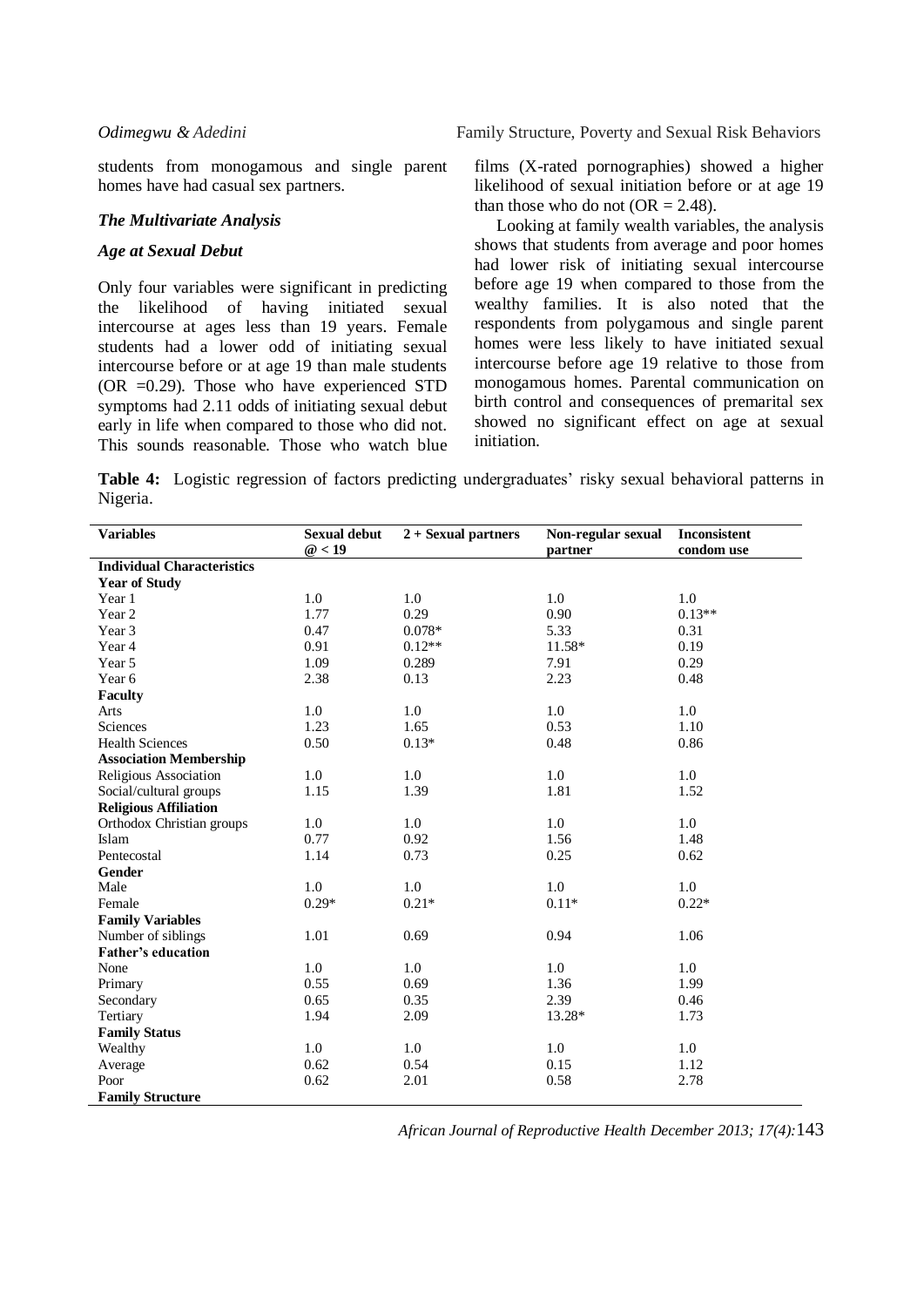students from monogamous and single parent homes have had casual sex partners.

### *The Multivariate Analysis*

### *Age at Sexual Debut*

Only four variables were significant in predicting the likelihood of having initiated sexual intercourse at ages less than 19 years. Female students had a lower odd of initiating sexual intercourse before or at age 19 than male students (OR =0.29). Those who have experienced STD symptoms had 2.11 odds of initiating sexual debut early in life when compared to those who did not. This sounds reasonable. Those who watch blue films (X-rated pornographies) showed a higher likelihood of sexual initiation before or at age 19 than those who do not (OR = 2.48).

Looking at family wealth variables, the analysis shows that students from average and poor homes had lower risk of initiating sexual intercourse before age 19 when compared to those from the wealthy families. It is also noted that the respondents from polygamous and single parent homes were less likely to have initiated sexual intercourse before age 19 relative to those from monogamous homes. Parental communication on birth control and consequences of premarital sex showed no significant effect on age at sexual initiation.

**Table 4:** Logistic regression of factors predicting undergraduates' risky sexual behavioral patterns in Nigeria.

| Variables | Sexual debut @ < 19 | 2 + Sexual partners | Non-regular sexual partner | Inconsistent condom use |
|---|---|---|---|---|
| **Individual Characteristics** | | | | |
| **Year of Study** | | | | |
| Year 1 | 1.0 | 1.0 | 1.0 | 1.0 |
| Year 2 | 1.77 | 0.29 | 0.90 | 0.13** |
| Year 3 | 0.47 | 0.078* | 5.33 | 0.31 |
| Year 4 | 0.91 | 0.12** | 11.58* | 0.19 |
| Year 5 | 1.09 | 0.289 | 7.91 | 0.29 |
| Year 6 | 2.38 | 0.13 | 2.23 | 0.48 |
| **Faculty** | | | | |
| Arts | 1.0 | 1.0 | 1.0 | 1.0 |
| Sciences | 1.23 | 1.65 | 0.53 | 1.10 |
| Health Sciences | 0.50 | 0.13* | 0.48 | 0.86 |
| **Association Membership** | | | | |
| Religious Association | 1.0 | 1.0 | 1.0 | 1.0 |
| Social/cultural groups | 1.15 | 1.39 | 1.81 | 1.52 |
| **Religious Affiliation** | | | | |
| Orthodox Christian groups | 1.0 | 1.0 | 1.0 | 1.0 |
| Islam | 0.77 | 0.92 | 1.56 | 1.48 |
| Pentecostal | 1.14 | 0.73 | 0.25 | 0.62 |
| **Gender** | | | | |
| Male | 1.0 | 1.0 | 1.0 | 1.0 |
| Female | 0.29* | 0.21* | 0.11* | 0.22* |
| **Family Variables** | | | | |
| Number of siblings | 1.01 | 0.69 | 0.94 | 1.06 |
| **Father's education** | | | | |
| None | 1.0 | 1.0 | 1.0 | 1.0 |
| Primary | 0.55 | 0.69 | 1.36 | 1.99 |
| Secondary | 0.65 | 0.35 | 2.39 | 0.46 |
| Tertiary | 1.94 | 2.09 | 13.28* | 1.73 |
| **Family Status** | | | | |
| Wealthy | 1.0 | 1.0 | 1.0 | 1.0 |
| Average | 0.62 | 0.54 | 0.15 | 1.12 |
| Poor | 0.62 | 2.01 | 0.58 | 2.78 |
| **Family Structure** | | | | |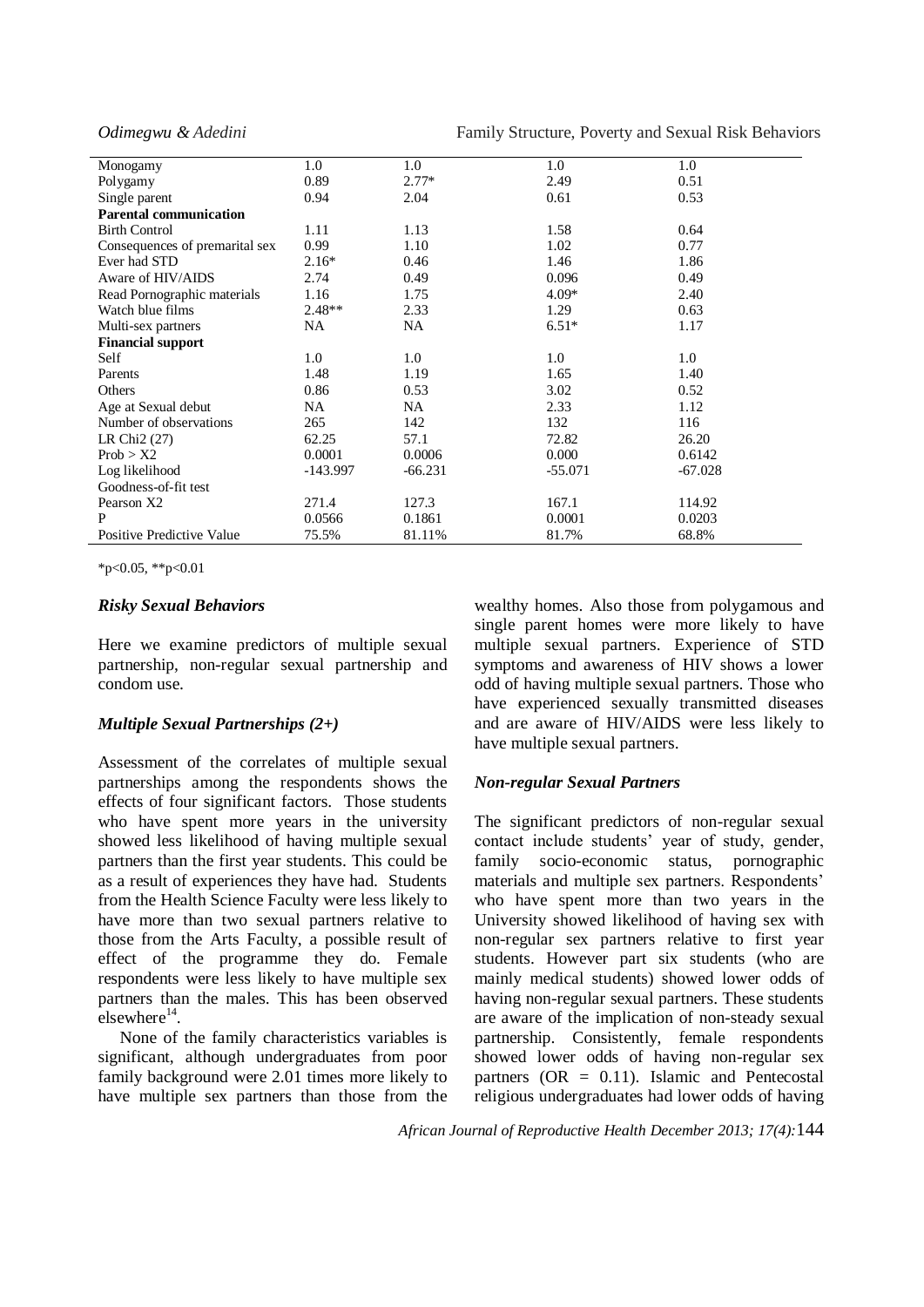| | | | | |
|---|---|---|---|---|
| Monogamy | 1.0 | 1.0 | 1.0 | 1.0 |
| Polygamy | 0.89 | 2.77* | 2.49 | 0.51 |
| Single parent | 0.94 | 2.04 | 0.61 | 0.53 |
| **Parental communication** | | | | |
| Birth Control | 1.11 | 1.13 | 1.58 | 0.64 |
| Consequences of premarital sex | 0.99 | 1.10 | 1.02 | 0.77 |
| Ever had STD | 2.16* | 0.46 | 1.46 | 1.86 |
| Aware of HIV/AIDS | 2.74 | 0.49 | 0.096 | 0.49 |
| Read Pornographic materials | 1.16 | 1.75 | 4.09* | 2.40 |
| Watch blue films | 2.48** | 2.33 | 1.29 | 0.63 |
| Multi-sex partners | NA | NA | 6.51* | 1.17 |
| **Financial support** | | | | |
| Self | 1.0 | 1.0 | 1.0 | 1.0 |
| Parents | 1.48 | 1.19 | 1.65 | 1.40 |
| Others | 0.86 | 0.53 | 3.02 | 0.52 |
| Age at Sexual debut | NA | NA | 2.33 | 1.12 |
| Number of observations | 265 | 142 | 132 | 116 |
| LR Chi2 (27) | 62.25 | 57.1 | 72.82 | 26.20 |
| Prob > X2 | 0.0001 | 0.0006 | 0.000 | 0.6142 |
| Log likelihood | -143.997 | -66.231 | -55.071 | -67.028 |
| Goodness-of-fit test | | | | |
| Pearson X2 | 271.4 | 127.3 | 167.1 | 114.92 |
| P | 0.0566 | 0.1861 | 0.0001 | 0.0203 |
| Positive Predictive Value | 75.5% | 81.11% | 81.7% | 68.8% |

*p<0.05, **p<0.01

### *Risky Sexual Behaviors*

Here we examine predictors of multiple sexual partnership, non-regular sexual partnership and condom use.

### *Multiple Sexual Partnerships (2+)*

Assessment of the correlates of multiple sexual partnerships among the respondents shows the effects of four significant factors. Those students who have spent more years in the university showed less likelihood of having multiple sexual partners than the first year students. This could be as a result of experiences they have had. Students from the Health Science Faculty were less likely to have more than two sexual partners relative to those from the Arts Faculty, a possible result of effect of the programme they do. Female respondents were less likely to have multiple sex partners than the males. This has been observed elsewhere[14].

None of the family characteristics variables is significant, although undergraduates from poor family background were 2.01 times more likely to have multiple sex partners than those from the wealthy homes. Also those from polygamous and single parent homes were more likely to have multiple sexual partners. Experience of STD symptoms and awareness of HIV shows a lower odd of having multiple sexual partners. Those who have experienced sexually transmitted diseases and are aware of HIV/AIDS were less likely to have multiple sexual partners.

### *Non-regular Sexual Partners*

The significant predictors of non-regular sexual contact include students' year of study, gender, family socio-economic status, pornographic materials and multiple sex partners. Respondents' who have spent more than two years in the University showed likelihood of having sex with non-regular sex partners relative to first year students. However part six students (who are mainly medical students) showed lower odds of having non-regular sexual partners. These students are aware of the implication of non-steady sexual partnership. Consistently, female respondents showed lower odds of having non-regular sex partners (OR = 0.11). Islamic and Pentecostal religious undergraduates had lower odds of having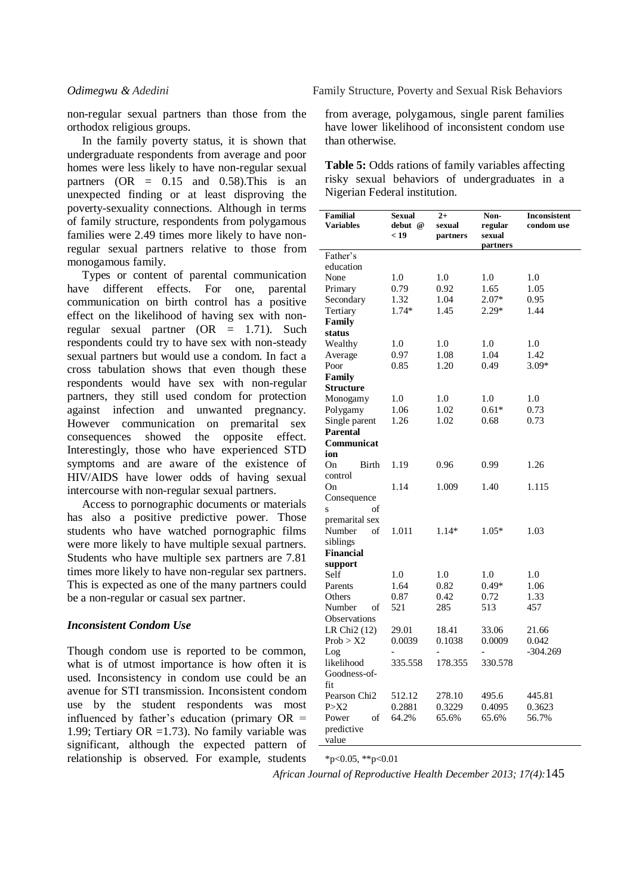non-regular sexual partners than those from the orthodox religious groups.

In the family poverty status, it is shown that undergraduate respondents from average and poor homes were less likely to have non-regular sexual partners (OR = 0.15 and 0.58).This is an unexpected finding or at least disproving the poverty-sexuality connections. Although in terms of family structure, respondents from polygamous families were 2.49 times more likely to have non-regular sexual partners relative to those from monogamous family.

Types or content of parental communication have different effects. For one, parental communication on birth control has a positive effect on the likelihood of having sex with non-regular sexual partner (OR = 1.71). Such respondents could try to have sex with non-steady sexual partners but would use a condom. In fact a cross tabulation shows that even though these respondents would have sex with non-regular partners, they still used condom for protection against infection and unwanted pregnancy. However communication on premarital sex consequences showed the opposite effect. Interestingly, those who have experienced STD symptoms and are aware of the existence of HIV/AIDS have lower odds of having sexual intercourse with non-regular sexual partners.

Access to pornographic documents or materials has also a positive predictive power. Those students who have watched pornographic films were more likely to have multiple sexual partners. Students who have multiple sex partners are 7.81 times more likely to have non-regular sex partners. This is expected as one of the many partners could be a non-regular or casual sex partner.

### *Inconsistent Condom Use*

Though condom use is reported to be common, what is of utmost importance is how often it is used. Inconsistency in condom use could be an avenue for STI transmission. Inconsistent condom use by the student respondents was most influenced by father's education (primary OR = 1.99; Tertiary OR =1.73). No family variable was significant, although the expected pattern of relationship is observed. For example, students from average, polygamous, single parent families have lower likelihood of inconsistent condom use than otherwise.

**Table 5:** Odds rations of family variables affecting risky sexual behaviors of undergraduates in a Nigerian Federal institution.

| Familial Variables | Sexual debut @ < 19 | 2+ sexual partners | Non-regular sexual partners | Inconsistent condom use |
|---|---|---|---|---|
| Father's education | | | | |
| None | 1.0 | 1.0 | 1.0 | 1.0 |
| Primary | 0.79 | 0.92 | 1.65 | 1.05 |
| Secondary | 1.32 | 1.04 | 2.07* | 0.95 |
| Tertiary | 1.74* | 1.45 | 2.29* | 1.44 |
| **Family status** | | | | |
| Wealthy | 1.0 | 1.0 | 1.0 | 1.0 |
| Average | 0.97 | 1.08 | 1.04 | 1.42 |
| Poor | 0.85 | 1.20 | 0.49 | 3.09* |
| **Family Structure** | | | | |
| Monogamy | 1.0 | 1.0 | 1.0 | 1.0 |
| Polygamy | 1.06 | 1.02 | 0.61* | 0.73 |
| Single parent | 1.26 | 1.02 | 0.68 | 0.73 |
| **Parental Communication** | | | | |
| On Birth control | 1.19 | 0.96 | 0.99 | 1.26 |
| On Consequences of premarital sex | 1.14 | 1.009 | 1.40 | 1.115 |
| Number of siblings | 1.011 | 1.14* | 1.05* | 1.03 |
| **Financial support** | | | | |
| Self | 1.0 | 1.0 | 1.0 | 1.0 |
| Parents | 1.64 | 0.82 | 0.49* | 1.06 |
| Others | 0.87 | 0.42 | 0.72 | 1.33 |
| Number of Observations | 521 | 285 | 513 | 457 |
| LR Chi2 (12) | 29.01 | 18.41 | 33.06 | 21.66 |
| Prob > X2 | 0.0039 | 0.1038 | 0.0009 | 0.042 |
| Log likelihood | -335.558 | -178.355 | -330.578 | -304.269 |
| Goodness-of-fit | | | | |
| Pearson Chi2 | 512.12 | 278.10 | 495.6 | 445.81 |
| P>X2 | 0.2881 | 0.3229 | 0.4095 | 0.3623 |
| Power of predictive value | 64.2% | 65.6% | 65.6% | 56.7% |

*p<0.05, **p<0.01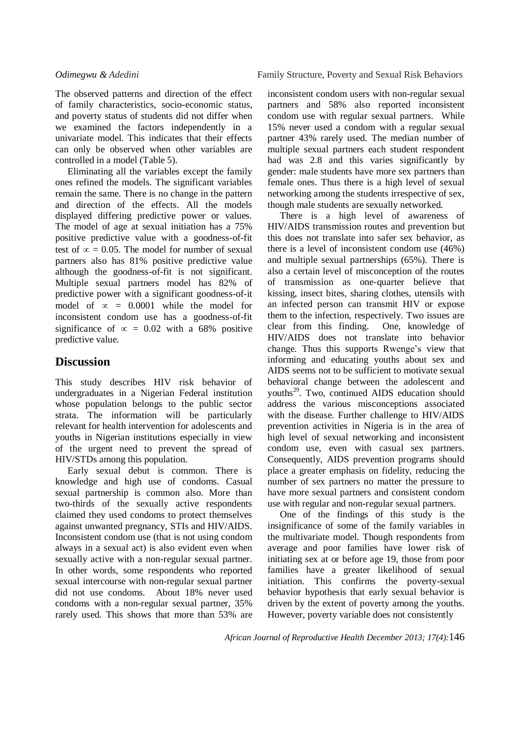The observed patterns and direction of the effect of family characteristics, socio-economic status, and poverty status of students did not differ when we examined the factors independently in a univariate model. This indicates that their effects can only be observed when other variables are controlled in a model (Table 5).

Eliminating all the variables except the family ones refined the models. The significant variables remain the same. There is no change in the pattern and direction of the effects. All the models displayed differing predictive power or values. The model of age at sexual initiation has a 75% positive predictive value with a goodness-of-fit test of $\propto = 0.05$. The model for number of sexual partners also has 81% positive predictive value although the goodness-of-fit is not significant. Multiple sexual partners model has 82% of predictive power with a significant goodness-of-it model of $\propto = 0.0001$ while the model for inconsistent condom use has a goodness-of-fit significance of $\propto = 0.02$ with a 68% positive predictive value.

## Discussion

This study describes HIV risk behavior of undergraduates in a Nigerian Federal institution whose population belongs to the public sector strata. The information will be particularly relevant for health intervention for adolescents and youths in Nigerian institutions especially in view of the urgent need to prevent the spread of HIV/STDs among this population.

Early sexual debut is common. There is knowledge and high use of condoms. Casual sexual partnership is common also. More than two-thirds of the sexually active respondents claimed they used condoms to protect themselves against unwanted pregnancy, STIs and HIV/AIDS. Inconsistent condom use (that is not using condom always in a sexual act) is also evident even when sexually active with a non-regular sexual partner. In other words, some respondents who reported sexual intercourse with non-regular sexual partner did not use condoms. About 18% never used condoms with a non-regular sexual partner, 35% rarely used. This shows that more than 53% are inconsistent condom users with non-regular sexual partners and 58% also reported inconsistent condom use with regular sexual partners. While 15% never used a condom with a regular sexual partner 43% rarely used. The median number of multiple sexual partners each student respondent had was 2.8 and this varies significantly by gender: male students have more sex partners than female ones. Thus there is a high level of sexual networking among the students irrespective of sex, though male students are sexually networked.

There is a high level of awareness of HIV/AIDS transmission routes and prevention but this does not translate into safer sex behavior, as there is a level of inconsistent condom use (46%) and multiple sexual partnerships (65%). There is also a certain level of misconception of the routes of transmission as one-quarter believe that kissing, insect bites, sharing clothes, utensils with an infected person can transmit HIV or expose them to the infection, respectively. Two issues are clear from this finding. One, knowledge of HIV/AIDS does not translate into behavior change. Thus this supports Rwenge's view that informing and educating youths about sex and AIDS seems not to be sufficient to motivate sexual behavioral change between the adolescent and youths[29]. Two, continued AIDS education should address the various misconceptions associated with the disease. Further challenge to HIV/AIDS prevention activities in Nigeria is in the area of high level of sexual networking and inconsistent condom use, even with casual sex partners. Consequently, AIDS prevention programs should place a greater emphasis on fidelity, reducing the number of sex partners no matter the pressure to have more sexual partners and consistent condom use with regular and non-regular sexual partners.

One of the findings of this study is the insignificance of some of the family variables in the multivariate model. Though respondents from average and poor families have lower risk of initiating sex at or before age 19, those from poor families have a greater likelihood of sexual initiation. This confirms the poverty-sexual behavior hypothesis that early sexual behavior is driven by the extent of poverty among the youths. However, poverty variable does not consistently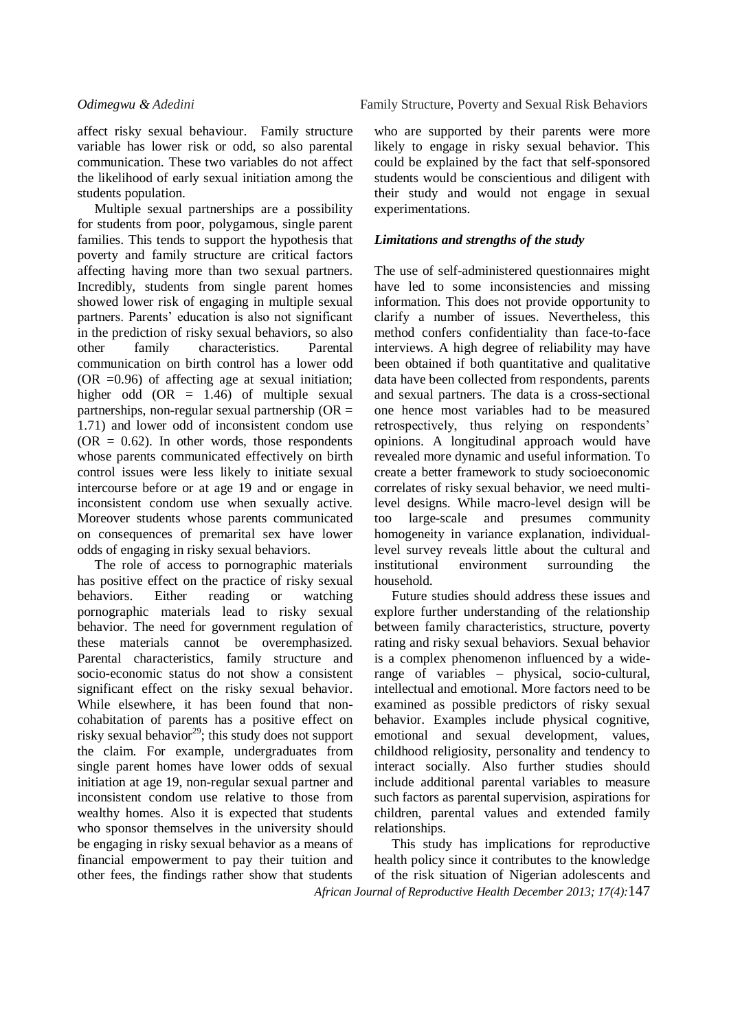affect risky sexual behaviour. Family structure variable has lower risk or odd, so also parental communication. These two variables do not affect the likelihood of early sexual initiation among the students population.

Multiple sexual partnerships are a possibility for students from poor, polygamous, single parent families. This tends to support the hypothesis that poverty and family structure are critical factors affecting having more than two sexual partners. Incredibly, students from single parent homes showed lower risk of engaging in multiple sexual partners. Parents' education is also not significant in the prediction of risky sexual behaviors, so also other family characteristics. Parental communication on birth control has a lower odd (OR =0.96) of affecting age at sexual initiation; higher odd (OR = 1.46) of multiple sexual partnerships, non-regular sexual partnership (OR = 1.71) and lower odd of inconsistent condom use (OR = 0.62). In other words, those respondents whose parents communicated effectively on birth control issues were less likely to initiate sexual intercourse before or at age 19 and or engage in inconsistent condom use when sexually active. Moreover students whose parents communicated on consequences of premarital sex have lower odds of engaging in risky sexual behaviors.

The role of access to pornographic materials has positive effect on the practice of risky sexual behaviors. Either reading or watching pornographic materials lead to risky sexual behavior. The need for government regulation of these materials cannot be overemphasized. Parental characteristics, family structure and socio-economic status do not show a consistent significant effect on the risky sexual behavior. While elsewhere, it has been found that non-cohabitation of parents has a positive effect on risky sexual behavior[29]; this study does not support the claim. For example, undergraduates from single parent homes have lower odds of sexual initiation at age 19, non-regular sexual partner and inconsistent condom use relative to those from wealthy homes. Also it is expected that students who sponsor themselves in the university should be engaging in risky sexual behavior as a means of financial empowerment to pay their tuition and other fees, the findings rather show that students who are supported by their parents were more likely to engage in risky sexual behavior. This could be explained by the fact that self-sponsored students would be conscientious and diligent with their study and would not engage in sexual experimentations.

### *Limitations and strengths of the study*

The use of self-administered questionnaires might have led to some inconsistencies and missing information. This does not provide opportunity to clarify a number of issues. Nevertheless, this method confers confidentiality than face-to-face interviews. A high degree of reliability may have been obtained if both quantitative and qualitative data have been collected from respondents, parents and sexual partners. The data is a cross-sectional one hence most variables had to be measured retrospectively, thus relying on respondents' opinions. A longitudinal approach would have revealed more dynamic and useful information. To create a better framework to study socioeconomic correlates of risky sexual behavior, we need multi-level designs. While macro-level design will be too large-scale and presumes community homogeneity in variance explanation, individual-level survey reveals little about the cultural and institutional environment surrounding the household.

Future studies should address these issues and explore further understanding of the relationship between family characteristics, structure, poverty rating and risky sexual behaviors. Sexual behavior is a complex phenomenon influenced by a wide-range of variables – physical, socio-cultural, intellectual and emotional. More factors need to be examined as possible predictors of risky sexual behavior. Examples include physical cognitive, emotional and sexual development, values, childhood religiosity, personality and tendency to interact socially. Also further studies should include additional parental variables to measure such factors as parental supervision, aspirations for children, parental values and extended family relationships.

This study has implications for reproductive health policy since it contributes to the knowledge of the risk situation of Nigerian adolescents and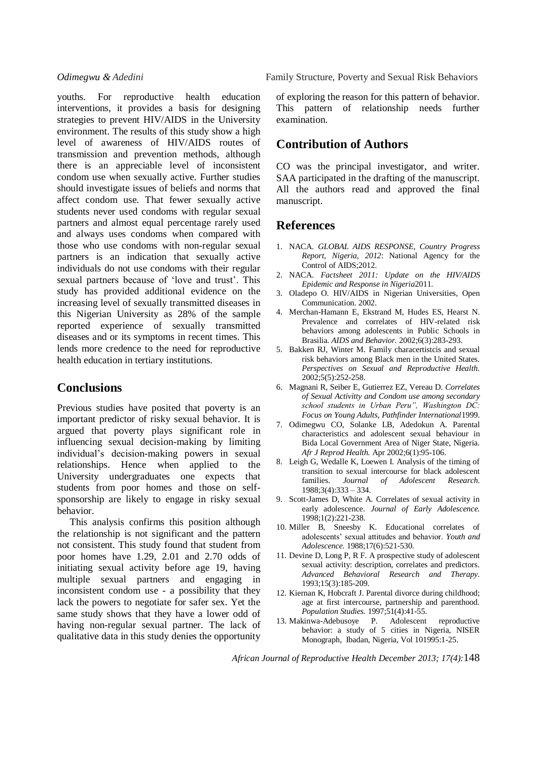youths. For reproductive health education interventions, it provides a basis for designing strategies to prevent HIV/AIDS in the University environment. The results of this study show a high level of awareness of HIV/AIDS routes of transmission and prevention methods, although there is an appreciable level of inconsistent condom use when sexually active. Further studies should investigate issues of beliefs and norms that affect condom use. That fewer sexually active students never used condoms with regular sexual partners and almost equal percentage rarely used and always uses condoms when compared with those who use condoms with non-regular sexual partners is an indication that sexually active individuals do not use condoms with their regular sexual partners because of 'love and trust'. This study has provided additional evidence on the increasing level of sexually transmitted diseases in this Nigerian University as 28% of the sample reported experience of sexually transmitted diseases and or its symptoms in recent times. This lends more credence to the need for reproductive health education in tertiary institutions.

## Conclusions

Previous studies have posited that poverty is an important predictor of risky sexual behavior. It is argued that poverty plays significant role in influencing sexual decision-making by limiting individual's decision-making powers in sexual relationships. Hence when applied to the University undergraduates one expects that students from poor homes and those on self-sponsorship are likely to engage in risky sexual behavior.

This analysis confirms this position although the relationship is not significant and the pattern not consistent. This study found that student from poor homes have 1.29, 2.01 and 2.70 odds of initiating sexual activity before age 19, having multiple sexual partners and engaging in inconsistent condom use - a possibility that they lack the powers to negotiate for safer sex. Yet the same study shows that they have a lower odd of having non-regular sexual partner. The lack of qualitative data in this study denies the opportunity of exploring the reason for this pattern of behavior. This pattern of relationship needs further examination.

## Contribution of Authors

CO was the principal investigator, and writer. SAA participated in the drafting of the manuscript. All the authors read and approved the final manuscript.

## References

1. NACA. *GLOBAL AIDS RESPONSE, Country Progress Report, Nigeria, 2012*: National Agency for the Control of AIDS;2012.
2. NACA. *Factsheet 2011: Update on the HIV/AIDS Epidemic and Response in Nigeria*2011.
3. Oladepo O. HIV/AIDS in Nigerian Universities, Open Communication. 2002.
4. Merchan-Hamann E, Ekstrand M, Hudes ES, Hearst N. Prevalence and correlates of HIV-related risk behaviors among adolescents in Public Schools in Brasilia. *AIDS and Behavior.* 2002;6(3):283-293.
5. Bakken RJ, Winter M. Family characertistcis and sexual risk behaviors among Black men in the United States. *Perspectives on Sexual and Reproductive Health.* 2002;5(5):252-258.
6. Magnani R, Seiber E, Gutierrez EZ, Vereau D. *Correlates of Sexual Activitty and Condom use among secondary school students in Urban Peru", Washington DC: Focus on Young Adults, Pathfinder International*1999.
7. Odimegwu CO, Solanke LB, Adedokun A. Parental characteristics and adolescent sexual behaviour in Bida Local Government Area of Niger State, Nigeria. *Afr J Reprod Health.* Apr 2002;6(1):95-106.
8. Leigh G, Wedalle K, Loewen I. Analysis of the timing of transition to sexual intercourse for black adolescent families. *Journal of Adolescent Research.* 1988;3(4):333 – 334.
9. Scott-James D, White A. Correlates of sexual activity in early adolescence. *Journal of Early Adolescence.* 1998;1(2):221-238.
10. Miller B, Sneesby K. Educational correlates of adolescents' sexual attitudes and behavior. *Youth and Adolescence.* 1988;17(6):521-530.
11. Devine D, Long P, R F. A prospective study of adolescent sexual activity: description, correlates and predictors. *Advanced Behavioral Research and Therapy.* 1993;15(3):185-209.
12. Kiernan K, Hobcraft J. Parental divorce during childhood; age at first intercourse, partnership and parenthood. *Population Studies.* 1997;51(4):41-55.
13. Makinwa-Adebusoye P. Adolescent reproductive behavior: a study of 5 cities in Nigeria, NISER Monograph, Ibadan, Nigeria, Vol 101995:1-25.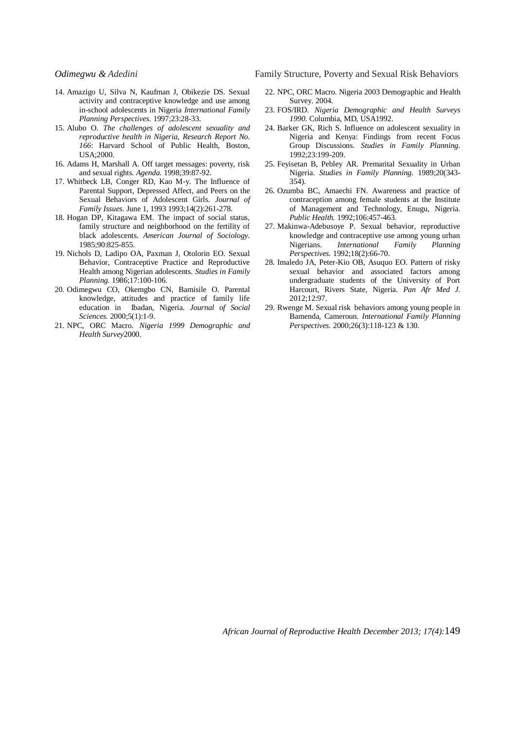14. Amazigo U, Silva N, Kaufman J, Obikezie DS. Sexual activity and contraceptive knowledge and use among in-school adolescents in Nigeria *International Family Planning Perspectives.* 1997;23:28-33.
15. Alubo O. *The challenges of adolescent sexuality and reproductive health in Nigeria, Research Report No. 166*: Harvard School of Public Health, Boston, USA;2000.
16. Adams H, Marshall A. Off target messages: poverty, risk and sexual rights. *Agenda.* 1998;39:87-92.
17. Whitbeck LB, Conger RD, Kao M-y. The Influence of Parental Support, Depressed Affect, and Peers on the Sexual Behaviors of Adolescent Girls. *Journal of Family Issues.* June 1, 1993 1993;14(2):261-278.
18. Hogan DP, Kitagawa EM. The impact of social status, family structure and neighborhood on the fertility of black adolescents. *American Journal of Sociology.* 1985;90:825-855.
19. Nichols D, Ladipo OA, Paxman J, Otolorin EO. Sexual Behavior, Contraceptive Practice and Reproductive Health among Nigerian adolescents. *Studies in Family Planning.* 1986;17:100-106.
20. Odimegwu CO, Okemgbo CN, Bamisile O. Parental knowledge, attitudes and practice of family life education in Ibadan, Nigeria. *Journal of Social Sciences.* 2000;5(1):1-9.
21. NPC, ORC Macro. *Nigeria 1999 Demographic and Health Survey*2000.
22. NPC, ORC Macro. Nigeria 2003 Demographic and Health Survey. 2004.
23. FOS/IRD. *Nigeria Demographic and Health Surveys 1990.* Columbia, MD, USA1992.
24. Barker GK, Rich S. Influence on adolescent sexuality in Nigeria and Kenya: Findings from recent Focus Group Discussions. *Studies in Family Planning.* 1992;23:199-209.
25. Feyisetan B, Pebley AR. Premarital Sexuality in Urban Nigeria. *Studies in Family Planning.* 1989;20(343-354).
26. Ozumba BC, Amaechi FN. Awareness and practice of contraception among female students at the Institute of Management and Technology, Enugu, Nigeria. *Public Health.* 1992;106:457-463.
27. Makinwa-Adebusoye P. Sexual behavior, reproductive knowledge and contraceptive use among young urban Nigerians. *International Family Planning Perspectives.* 1992;18(2):66-70.
28. Imaledo JA, Peter-Kio OB, Asuquo EO. Pattern of risky sexual behavior and associated factors among undergraduate students of the University of Port Harcourt, Rivers State, Nigeria. *Pan Afr Med J.* 2012;12:97.
29. Rwenge M. Sexual risk behaviors among young people in Bamenda, Cameroun. *International Family Planning Perspectives.* 2000;26(3):118-123 & 130.